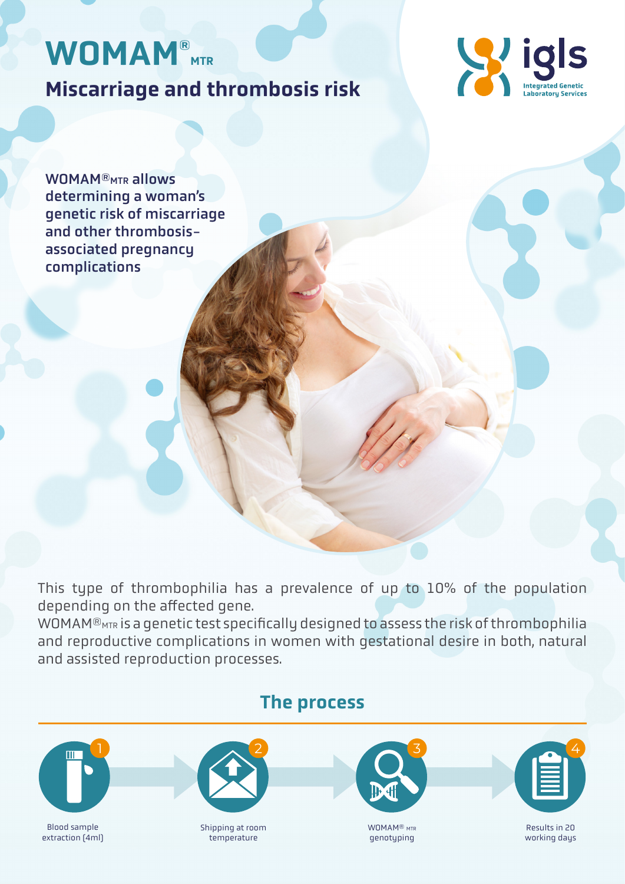# WOMAM® MTR

## Miscarriage and thrombosis risk

igls
Integrated Genetic Laboratory Services

**WOMAM®MTR allows determining a woman's genetic risk of miscarriage and other thrombosis-associated pregnancy complications**

This type of thrombophilia has a prevalence of up to 10% of the population depending on the affected gene.
WOMAM®MTR is a genetic test specifically designed to assess the risk of thrombophilia and reproductive complications in women with gestational desire in both, natural and assisted reproduction processes.

## The process

1. Blood sample extraction (4ml)
2. Shipping at room temperature
3. WOMAM® MTR genotyping
4. Results in 20 working days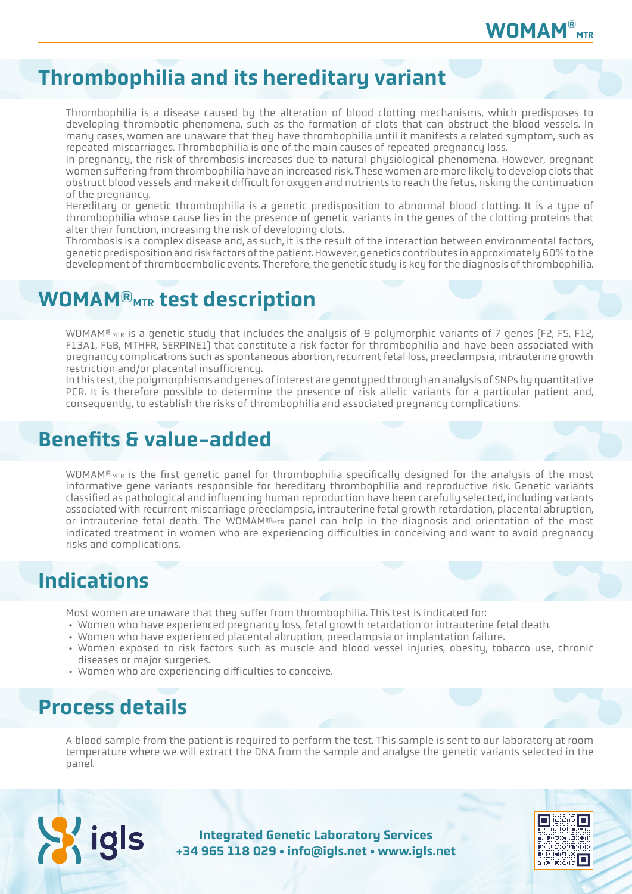# Thrombophilia and its hereditary variant

Thrombophilia is a disease caused by the alteration of blood clotting mechanisms, which predisposes to developing thrombotic phenomena, such as the formation of clots that can obstruct the blood vessels. In many cases, women are unaware that they have thrombophilia until it manifests a related symptom, such as repeated miscarriages. Thrombophilia is one of the main causes of repeated pregnancy loss.

In pregnancy, the risk of thrombosis increases due to natural physiological phenomena. However, pregnant women suffering from thrombophilia have an increased risk. These women are more likely to develop clots that obstruct blood vessels and make it difficult for oxygen and nutrients to reach the fetus, risking the continuation of the pregnancy.

Hereditary or genetic thrombophilia is a genetic predisposition to abnormal blood clotting. It is a type of thrombophilia whose cause lies in the presence of genetic variants in the genes of the clotting proteins that alter their function, increasing the risk of developing clots.

Thrombosis is a complex disease and, as such, it is the result of the interaction between environmental factors, genetic predisposition and risk factors of the patient. However, genetics contributes in approximately 60% to the development of thromboembolic events. Therefore, the genetic study is key for the diagnosis of thrombophilia.

# WOMAM® MTR test description

WOMAM® MTR is a genetic study that includes the analysis of 9 polymorphic variants of 7 genes (F2, F5, F12, F13A1, FGB, MTHFR, SERPINE1) that constitute a risk factor for thrombophilia and have been associated with pregnancy complications such as spontaneous abortion, recurrent fetal loss, preeclampsia, intrauterine growth restriction and/or placental insufficiency.

In this test, the polymorphisms and genes of interest are genotyped through an analysis of SNPs by quantitative PCR. It is therefore possible to determine the presence of risk allelic variants for a particular patient and, consequently, to establish the risks of thrombophilia and associated pregnancy complications.

# Benefits & value-added

WOMAM® MTR is the first genetic panel for thrombophilia specifically designed for the analysis of the most informative gene variants responsible for hereditary thrombophilia and reproductive risk. Genetic variants classified as pathological and influencing human reproduction have been carefully selected, including variants associated with recurrent miscarriage preeclampsia, intrauterine fetal growth retardation, placental abruption, or intrauterine fetal death. The WOMAM® MTR panel can help in the diagnosis and orientation of the most indicated treatment in women who are experiencing difficulties in conceiving and want to avoid pregnancy risks and complications.

# Indications

Most women are unaware that they suffer from thrombophilia. This test is indicated for:

- Women who have experienced pregnancy loss, fetal growth retardation or intrauterine fetal death.
- Women who have experienced placental abruption, preeclampsia or implantation failure.
- Women exposed to risk factors such as muscle and blood vessel injuries, obesity, tobacco use, chronic diseases or major surgeries.
- Women who are experiencing difficulties to conceive.

# Process details

A blood sample from the patient is required to perform the test. This sample is sent to our laboratory at room temperature where we will extract the DNA from the sample and analyse the genetic variants selected in the panel.

**Integrated Genetic Laboratory Services**
**+34 965 118 029 • info@igls.net • www.igls.net**